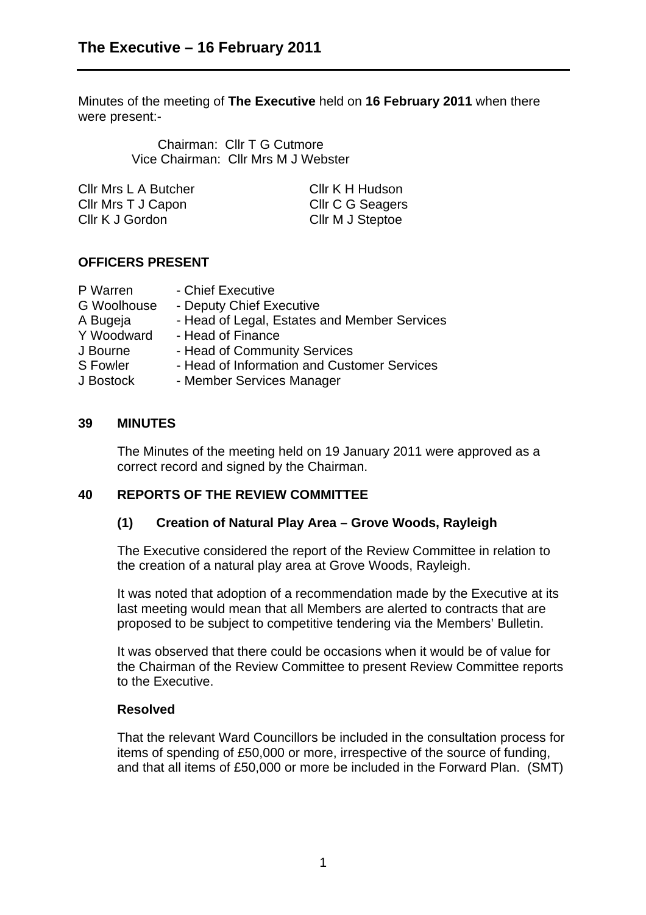# The Executive – 16 February 2011

Minutes of the meeting of **The Executive** held on **16 February 2011** when there were present:-

Chairman: Cllr T G Cutmore
Vice Chairman: Cllr Mrs M J Webster

| | |
|---|---|
| Cllr Mrs L A Butcher | Cllr K H Hudson |
| Cllr Mrs T J Capon | Cllr C G Seagers |
| Cllr K J Gordon | Cllr M J Steptoe |

## OFFICERS PRESENT

| | |
|---|---|
| P Warren | - Chief Executive |
| G Woolhouse | - Deputy Chief Executive |
| A Bugeja | - Head of Legal, Estates and Member Services |
| Y Woodward | - Head of Finance |
| J Bourne | - Head of Community Services |
| S Fowler | - Head of Information and Customer Services |
| J Bostock | - Member Services Manager |

## 39 MINUTES

The Minutes of the meeting held on 19 January 2011 were approved as a correct record and signed by the Chairman.

## 40 REPORTS OF THE REVIEW COMMITTEE

### (1) Creation of Natural Play Area – Grove Woods, Rayleigh

The Executive considered the report of the Review Committee in relation to the creation of a natural play area at Grove Woods, Rayleigh.

It was noted that adoption of a recommendation made by the Executive at its last meeting would mean that all Members are alerted to contracts that are proposed to be subject to competitive tendering via the Members' Bulletin.

It was observed that there could be occasions when it would be of value for the Chairman of the Review Committee to present Review Committee reports to the Executive.

**Resolved**

That the relevant Ward Councillors be included in the consultation process for items of spending of £50,000 or more, irrespective of the source of funding, and that all items of £50,000 or more be included in the Forward Plan. (SMT)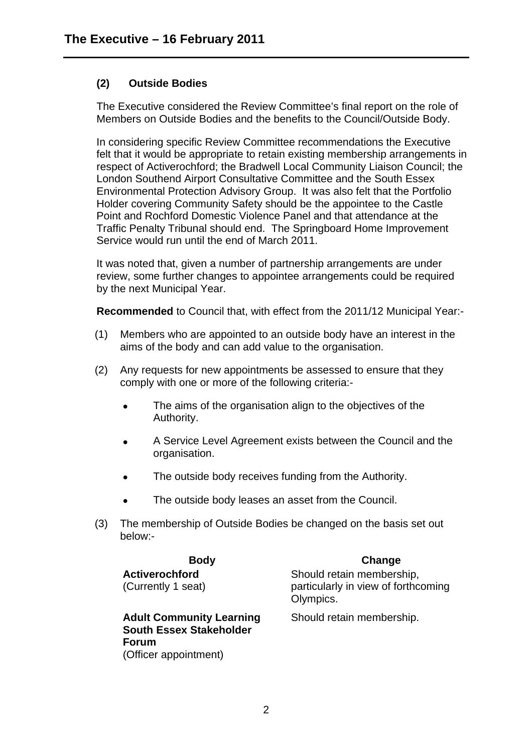## (2) Outside Bodies

The Executive considered the Review Committee's final report on the role of Members on Outside Bodies and the benefits to the Council/Outside Body.

In considering specific Review Committee recommendations the Executive felt that it would be appropriate to retain existing membership arrangements in respect of Activerochford; the Bradwell Local Community Liaison Council; the London Southend Airport Consultative Committee and the South Essex Environmental Protection Advisory Group. It was also felt that the Portfolio Holder covering Community Safety should be the appointee to the Castle Point and Rochford Domestic Violence Panel and that attendance at the Traffic Penalty Tribunal should end. The Springboard Home Improvement Service would run until the end of March 2011.

It was noted that, given a number of partnership arrangements are under review, some further changes to appointee arrangements could be required by the next Municipal Year.

**Recommended** to Council that, with effect from the 2011/12 Municipal Year:-

(1) Members who are appointed to an outside body have an interest in the aims of the body and can add value to the organisation.

(2) Any requests for new appointments be assessed to ensure that they comply with one or more of the following criteria:-

- The aims of the organisation align to the objectives of the Authority.
- A Service Level Agreement exists between the Council and the organisation.
- The outside body receives funding from the Authority.
- The outside body leases an asset from the Council.

(3) The membership of Outside Bodies be changed on the basis set out below:-

| Body | Change |
|---|---|
| **Activerochford** (Currently 1 seat) | Should retain membership, particularly in view of forthcoming Olympics. |
| **Adult Community Learning South Essex Stakeholder Forum** (Officer appointment) | Should retain membership. |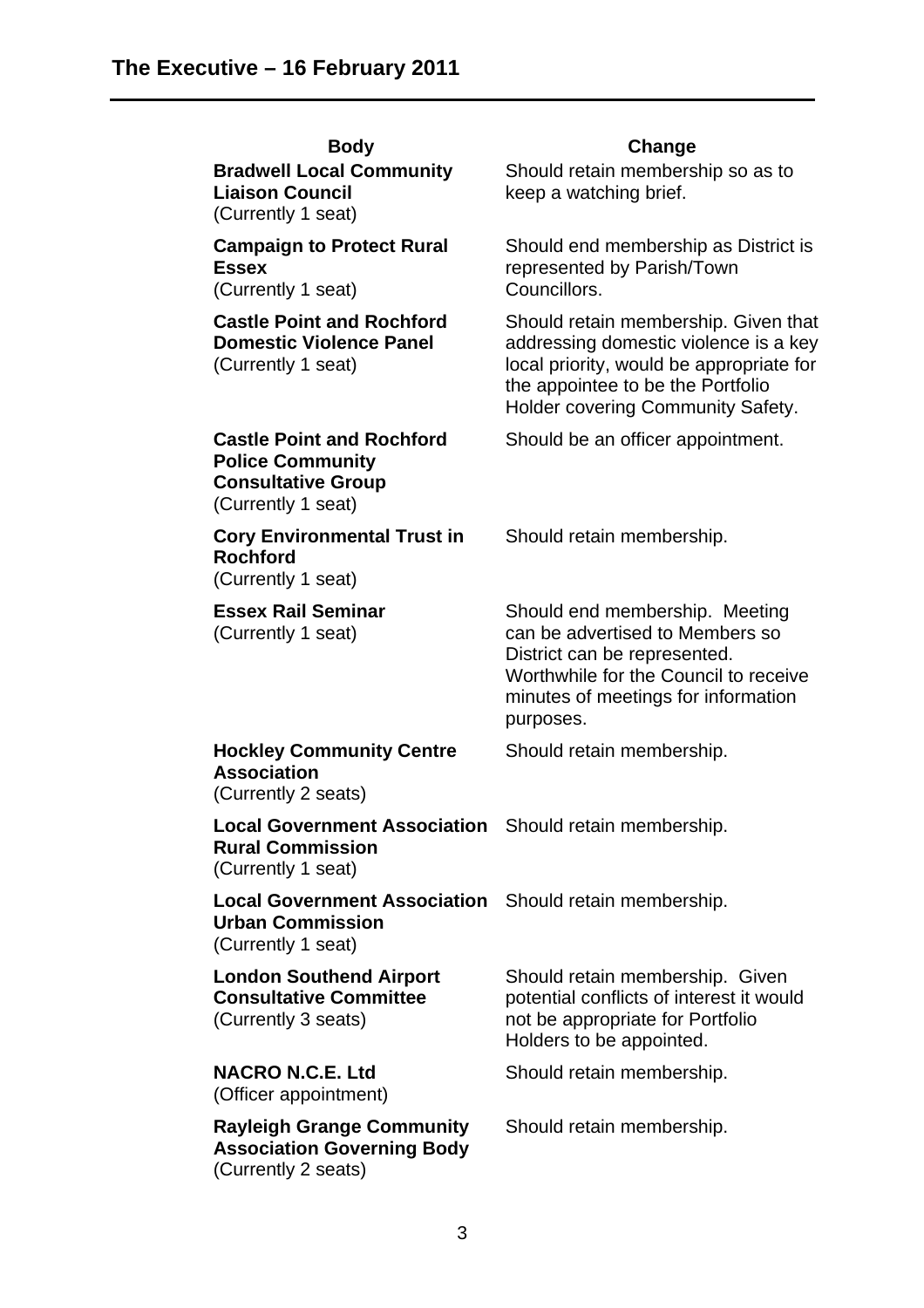| Body | Change |
|---|---|
| **Bradwell Local Community Liaison Council** (Currently 1 seat) | Should retain membership so as to keep a watching brief. |
| **Campaign to Protect Rural Essex** (Currently 1 seat) | Should end membership as District is represented by Parish/Town Councillors. |
| **Castle Point and Rochford Domestic Violence Panel** (Currently 1 seat) | Should retain membership. Given that addressing domestic violence is a key local priority, would be appropriate for the appointee to be the Portfolio Holder covering Community Safety. |
| **Castle Point and Rochford Police Community Consultative Group** (Currently 1 seat) | Should be an officer appointment. |
| **Cory Environmental Trust in Rochford** (Currently 1 seat) | Should retain membership. |
| **Essex Rail Seminar** (Currently 1 seat) | Should end membership. Meeting can be advertised to Members so District can be represented. Worthwhile for the Council to receive minutes of meetings for information purposes. |
| **Hockley Community Centre Association** (Currently 2 seats) | Should retain membership. |
| **Local Government Association Rural Commission** (Currently 1 seat) | Should retain membership. |
| **Local Government Association Urban Commission** (Currently 1 seat) | Should retain membership. |
| **London Southend Airport Consultative Committee** (Currently 3 seats) | Should retain membership. Given potential conflicts of interest it would not be appropriate for Portfolio Holders to be appointed. |
| **NACRO N.C.E. Ltd** (Officer appointment) | Should retain membership. |
| **Rayleigh Grange Community Association Governing Body** (Currently 2 seats) | Should retain membership. |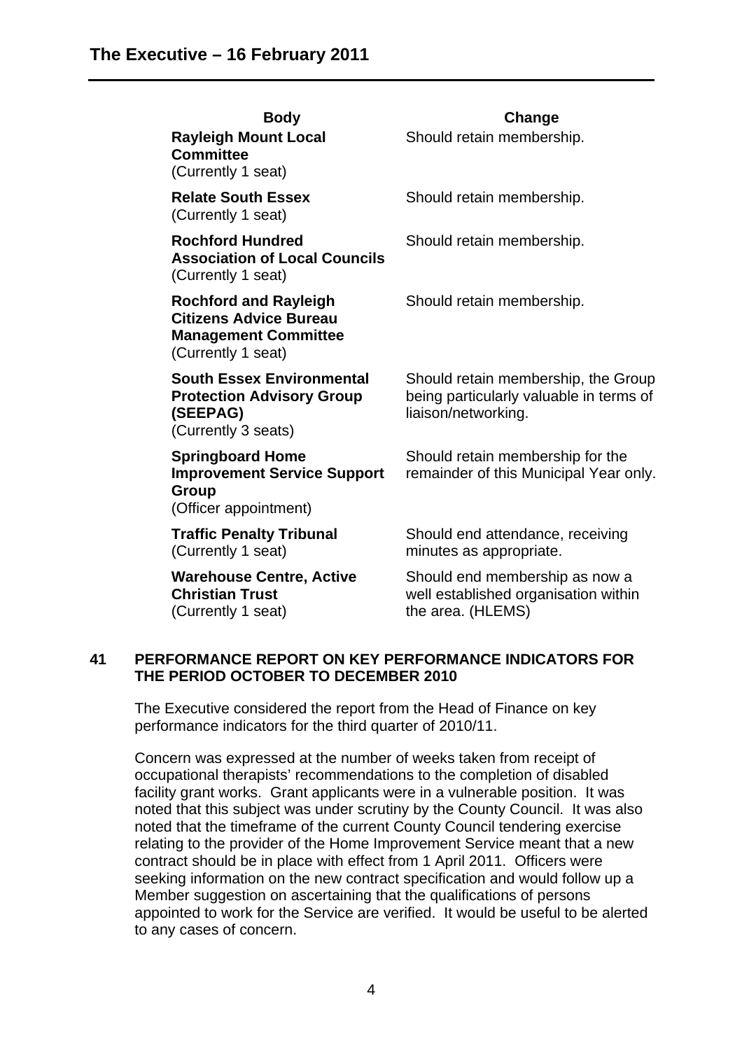| Body | Change |
| --- | --- |
| **Rayleigh Mount Local Committee** (Currently 1 seat) | Should retain membership. |
| **Relate South Essex** (Currently 1 seat) | Should retain membership. |
| **Rochford Hundred Association of Local Councils** (Currently 1 seat) | Should retain membership. |
| **Rochford and Rayleigh Citizens Advice Bureau Management Committee** (Currently 1 seat) | Should retain membership. |
| **South Essex Environmental Protection Advisory Group (SEEPAG)** (Currently 3 seats) | Should retain membership, the Group being particularly valuable in terms of liaison/networking. |
| **Springboard Home Improvement Service Support Group** (Officer appointment) | Should retain membership for the remainder of this Municipal Year only. |
| **Traffic Penalty Tribunal** (Currently 1 seat) | Should end attendance, receiving minutes as appropriate. |
| **Warehouse Centre, Active Christian Trust** (Currently 1 seat) | Should end membership as now a well established organisation within the area. (HLEMS) |

## 41 PERFORMANCE REPORT ON KEY PERFORMANCE INDICATORS FOR THE PERIOD OCTOBER TO DECEMBER 2010

The Executive considered the report from the Head of Finance on key performance indicators for the third quarter of 2010/11.

Concern was expressed at the number of weeks taken from receipt of occupational therapists' recommendations to the completion of disabled facility grant works. Grant applicants were in a vulnerable position. It was noted that this subject was under scrutiny by the County Council. It was also noted that the timeframe of the current County Council tendering exercise relating to the provider of the Home Improvement Service meant that a new contract should be in place with effect from 1 April 2011. Officers were seeking information on the new contract specification and would follow up a Member suggestion on ascertaining that the qualifications of persons appointed to work for the Service are verified. It would be useful to be alerted to any cases of concern.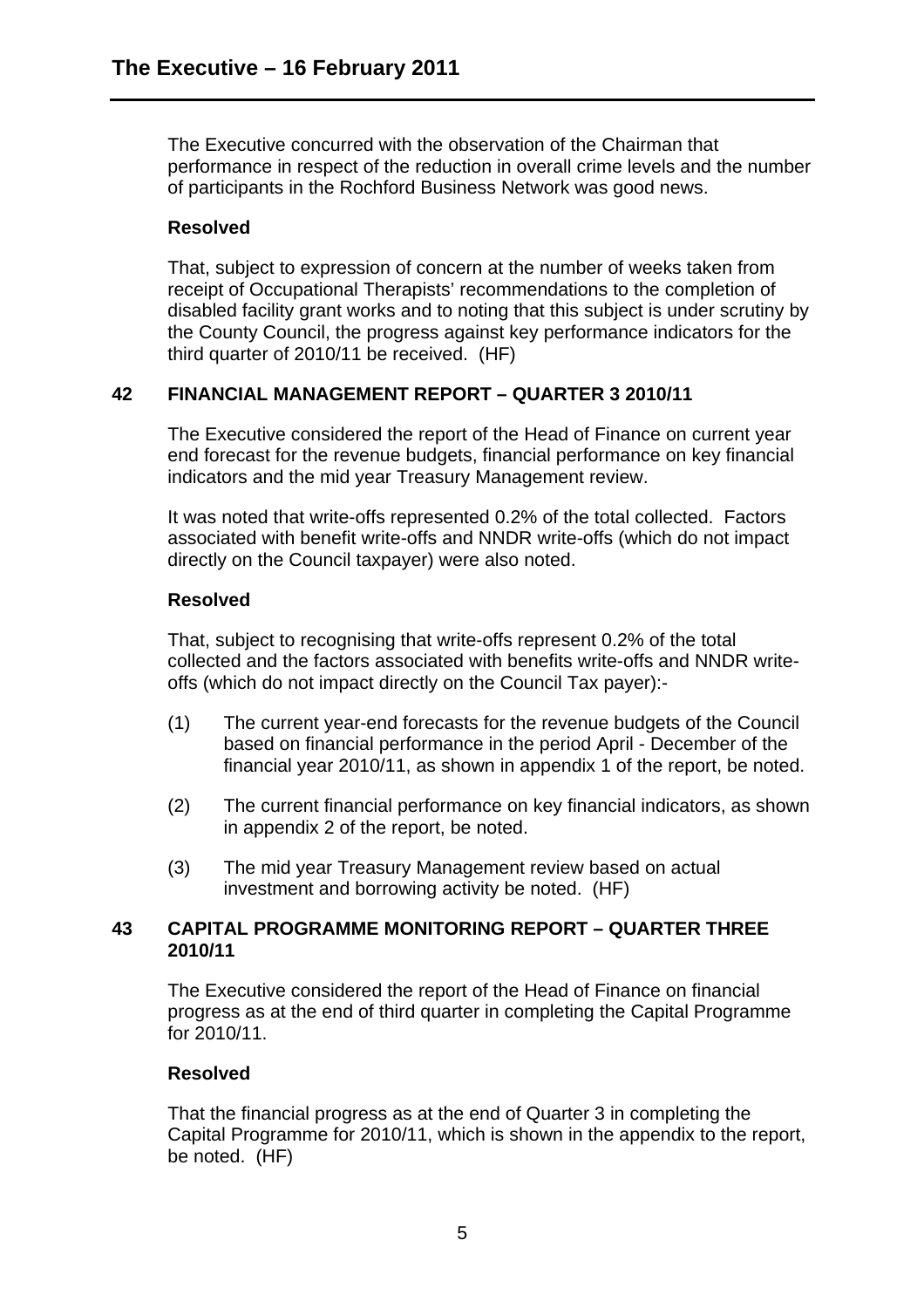The Executive concurred with the observation of the Chairman that performance in respect of the reduction in overall crime levels and the number of participants in the Rochford Business Network was good news.

**Resolved**

That, subject to expression of concern at the number of weeks taken from receipt of Occupational Therapists' recommendations to the completion of disabled facility grant works and to noting that this subject is under scrutiny by the County Council, the progress against key performance indicators for the third quarter of 2010/11 be received. (HF)

## 42 FINANCIAL MANAGEMENT REPORT – QUARTER 3 2010/11

The Executive considered the report of the Head of Finance on current year end forecast for the revenue budgets, financial performance on key financial indicators and the mid year Treasury Management review.

It was noted that write-offs represented 0.2% of the total collected. Factors associated with benefit write-offs and NNDR write-offs (which do not impact directly on the Council taxpayer) were also noted.

**Resolved**

That, subject to recognising that write-offs represent 0.2% of the total collected and the factors associated with benefits write-offs and NNDR write-offs (which do not impact directly on the Council Tax payer):-

(1) The current year-end forecasts for the revenue budgets of the Council based on financial performance in the period April - December of the financial year 2010/11, as shown in appendix 1 of the report, be noted.

(2) The current financial performance on key financial indicators, as shown in appendix 2 of the report, be noted.

(3) The mid year Treasury Management review based on actual investment and borrowing activity be noted. (HF)

## 43 CAPITAL PROGRAMME MONITORING REPORT – QUARTER THREE 2010/11

The Executive considered the report of the Head of Finance on financial progress as at the end of third quarter in completing the Capital Programme for 2010/11.

**Resolved**

That the financial progress as at the end of Quarter 3 in completing the Capital Programme for 2010/11, which is shown in the appendix to the report, be noted. (HF)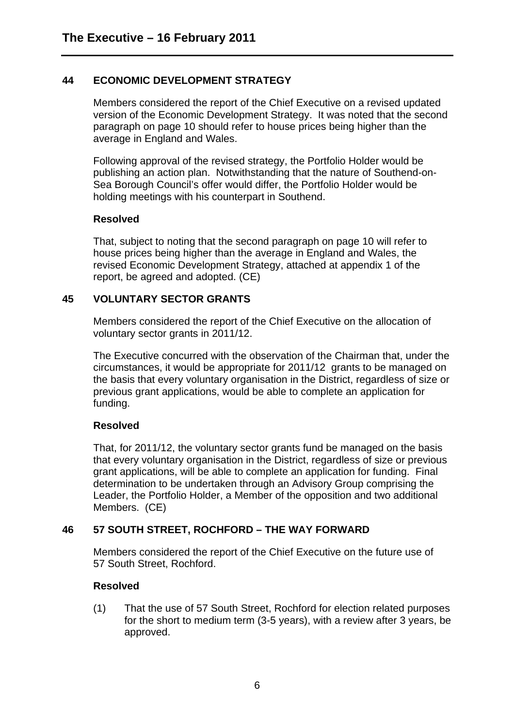## 44 ECONOMIC DEVELOPMENT STRATEGY

Members considered the report of the Chief Executive on a revised updated version of the Economic Development Strategy. It was noted that the second paragraph on page 10 should refer to house prices being higher than the average in England and Wales.

Following approval of the revised strategy, the Portfolio Holder would be publishing an action plan. Notwithstanding that the nature of Southend-on-Sea Borough Council's offer would differ, the Portfolio Holder would be holding meetings with his counterpart in Southend.

**Resolved**

That, subject to noting that the second paragraph on page 10 will refer to house prices being higher than the average in England and Wales, the revised Economic Development Strategy, attached at appendix 1 of the report, be agreed and adopted. (CE)

## 45 VOLUNTARY SECTOR GRANTS

Members considered the report of the Chief Executive on the allocation of voluntary sector grants in 2011/12.

The Executive concurred with the observation of the Chairman that, under the circumstances, it would be appropriate for 2011/12 grants to be managed on the basis that every voluntary organisation in the District, regardless of size or previous grant applications, would be able to complete an application for funding.

**Resolved**

That, for 2011/12, the voluntary sector grants fund be managed on the basis that every voluntary organisation in the District, regardless of size or previous grant applications, will be able to complete an application for funding. Final determination to be undertaken through an Advisory Group comprising the Leader, the Portfolio Holder, a Member of the opposition and two additional Members. (CE)

## 46 57 SOUTH STREET, ROCHFORD – THE WAY FORWARD

Members considered the report of the Chief Executive on the future use of 57 South Street, Rochford.

**Resolved**

(1) That the use of 57 South Street, Rochford for election related purposes for the short to medium term (3-5 years), with a review after 3 years, be approved.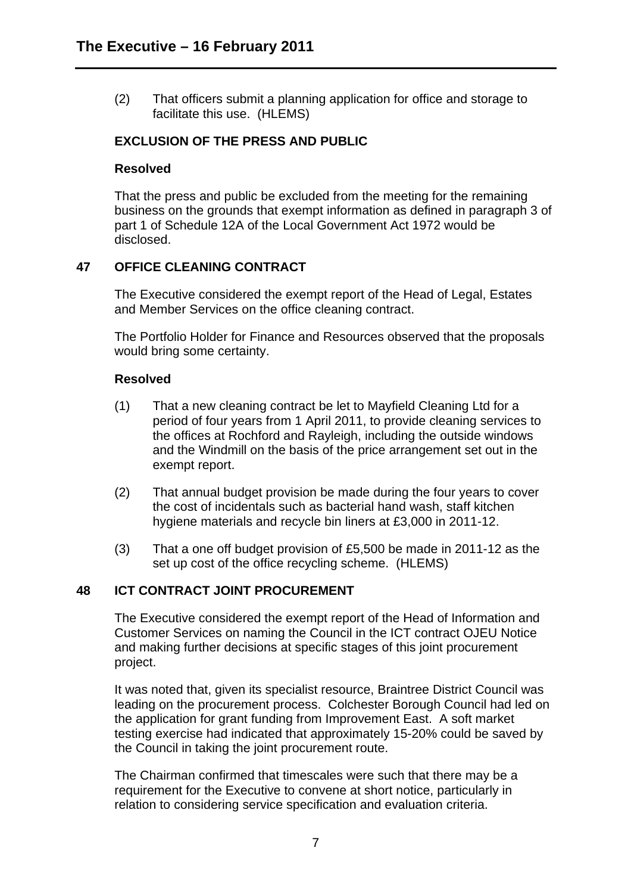(2) That officers submit a planning application for office and storage to facilitate this use. (HLEMS)

**EXCLUSION OF THE PRESS AND PUBLIC**

**Resolved**

That the press and public be excluded from the meeting for the remaining business on the grounds that exempt information as defined in paragraph 3 of part 1 of Schedule 12A of the Local Government Act 1972 would be disclosed.

## 47 OFFICE CLEANING CONTRACT

The Executive considered the exempt report of the Head of Legal, Estates and Member Services on the office cleaning contract.

The Portfolio Holder for Finance and Resources observed that the proposals would bring some certainty.

**Resolved**

(1) That a new cleaning contract be let to Mayfield Cleaning Ltd for a period of four years from 1 April 2011, to provide cleaning services to the offices at Rochford and Rayleigh, including the outside windows and the Windmill on the basis of the price arrangement set out in the exempt report.

(2) That annual budget provision be made during the four years to cover the cost of incidentals such as bacterial hand wash, staff kitchen hygiene materials and recycle bin liners at £3,000 in 2011-12.

(3) That a one off budget provision of £5,500 be made in 2011-12 as the set up cost of the office recycling scheme. (HLEMS)

## 48 ICT CONTRACT JOINT PROCUREMENT

The Executive considered the exempt report of the Head of Information and Customer Services on naming the Council in the ICT contract OJEU Notice and making further decisions at specific stages of this joint procurement project.

It was noted that, given its specialist resource, Braintree District Council was leading on the procurement process. Colchester Borough Council had led on the application for grant funding from Improvement East. A soft market testing exercise had indicated that approximately 15-20% could be saved by the Council in taking the joint procurement route.

The Chairman confirmed that timescales were such that there may be a requirement for the Executive to convene at short notice, particularly in relation to considering service specification and evaluation criteria.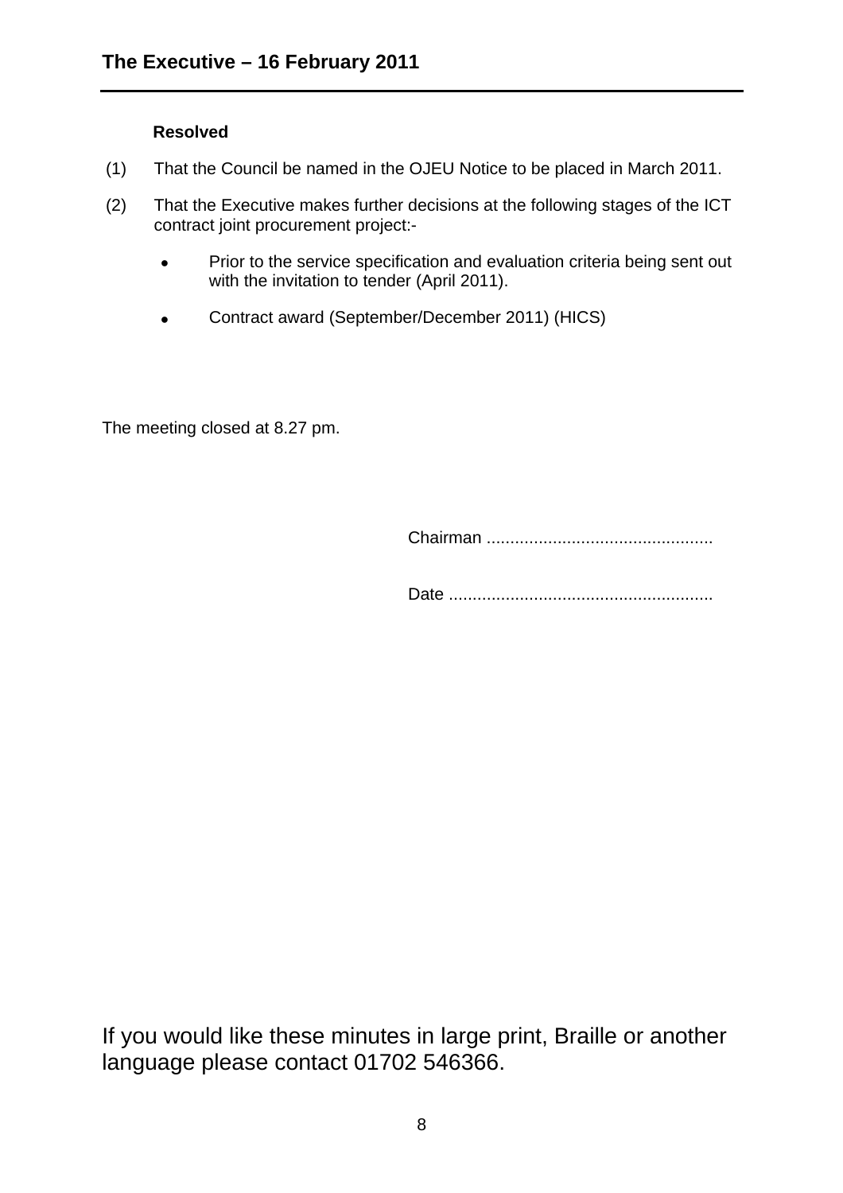**Resolved**

(1) That the Council be named in the OJEU Notice to be placed in March 2011.

(2) That the Executive makes further decisions at the following stages of the ICT contract joint procurement project:-

- Prior to the service specification and evaluation criteria being sent out with the invitation to tender (April 2011).
- Contract award (September/December 2011) (HICS)

The meeting closed at 8.27 pm.

Chairman ...............................................

Date .......................................................

If you would like these minutes in large print, Braille or another language please contact 01702 546366.